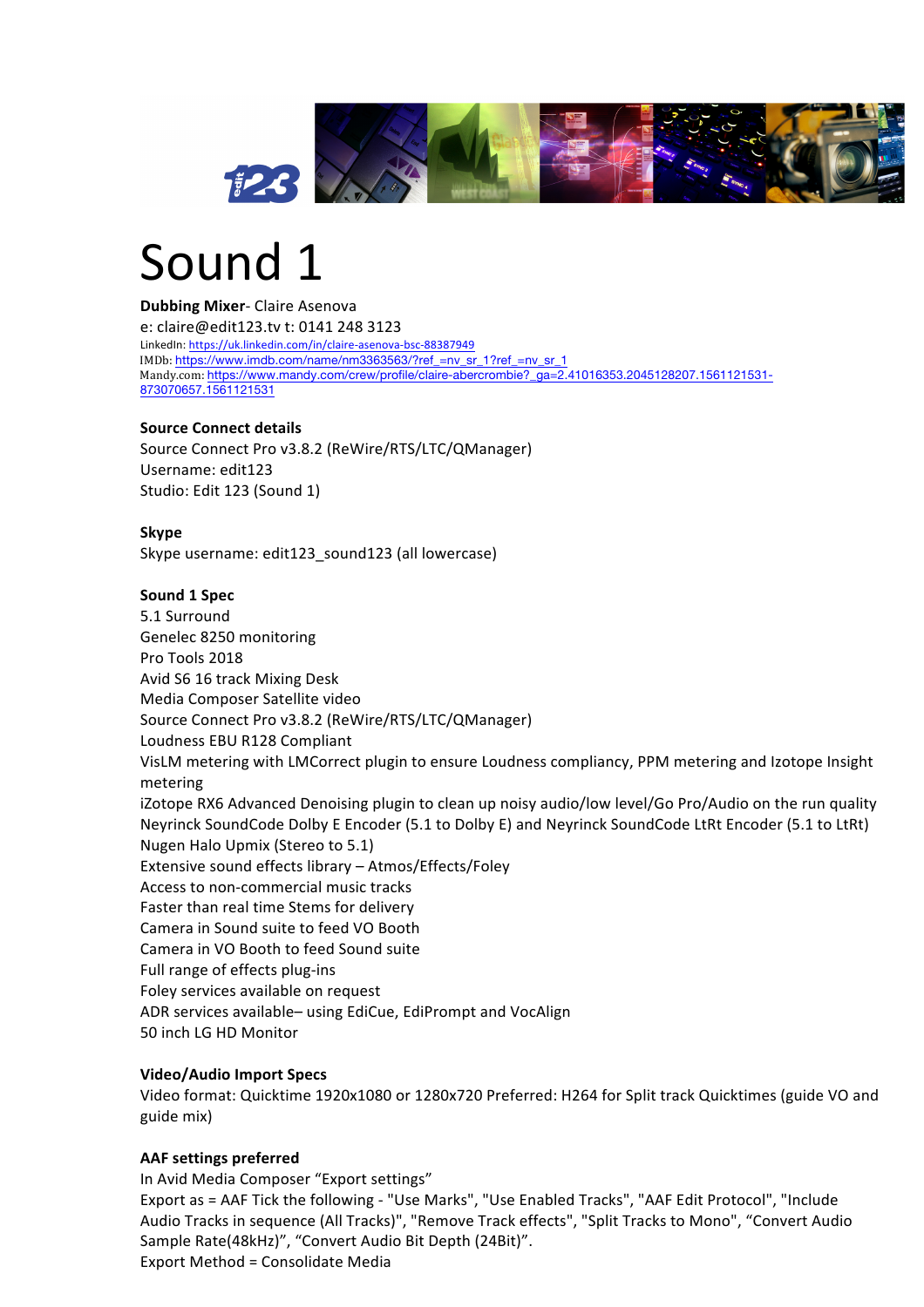# Sound 1

**Dubbing Mixer**- Claire Asenova
e: claire@edit123.tv t: 0141 248 3123
LinkedIn: https://uk.linkedin.com/in/claire-asenova-bsc-88387949
IMDb: https://www.imdb.com/name/nm3363563/?ref_=nv_sr_1?ref_=nv_sr_1
Mandy.com: https://www.mandy.com/crew/profile/claire-abercrombie?_ga=2.41016353.2045128207.1561121531-873070657.1561121531

**Source Connect details**
Source Connect Pro v3.8.2 (ReWire/RTS/LTC/QManager)
Username: edit123
Studio: Edit 123 (Sound 1)

**Skype**
Skype username: edit123_sound123 (all lowercase)

**Sound 1 Spec**
5.1 Surround
Genelec 8250 monitoring
Pro Tools 2018
Avid S6 16 track Mixing Desk
Media Composer Satellite video
Source Connect Pro v3.8.2 (ReWire/RTS/LTC/QManager)
Loudness EBU R128 Compliant
VisLM metering with LMCorrect plugin to ensure Loudness compliancy, PPM metering and Izotope Insight metering
iZotope RX6 Advanced Denoising plugin to clean up noisy audio/low level/Go Pro/Audio on the run quality
Neyrinck SoundCode Dolby E Encoder (5.1 to Dolby E) and Neyrinck SoundCode LtRt Encoder (5.1 to LtRt)
Nugen Halo Upmix (Stereo to 5.1)
Extensive sound effects library – Atmos/Effects/Foley
Access to non-commercial music tracks
Faster than real time Stems for delivery
Camera in Sound suite to feed VO Booth
Camera in VO Booth to feed Sound suite
Full range of effects plug-ins
Foley services available on request
ADR services available– using EdiCue, EdiPrompt and VocAlign
50 inch LG HD Monitor

**Video/Audio Import Specs**
Video format: Quicktime 1920x1080 or 1280x720 Preferred: H264 for Split track Quicktimes (guide VO and guide mix)

**AAF settings preferred**
In Avid Media Composer "Export settings"
Export as = AAF Tick the following - "Use Marks", "Use Enabled Tracks", "AAF Edit Protocol", "Include Audio Tracks in sequence (All Tracks)", "Remove Track effects", "Split Tracks to Mono", "Convert Audio Sample Rate(48kHz)", "Convert Audio Bit Depth (24Bit)".
Export Method = Consolidate Media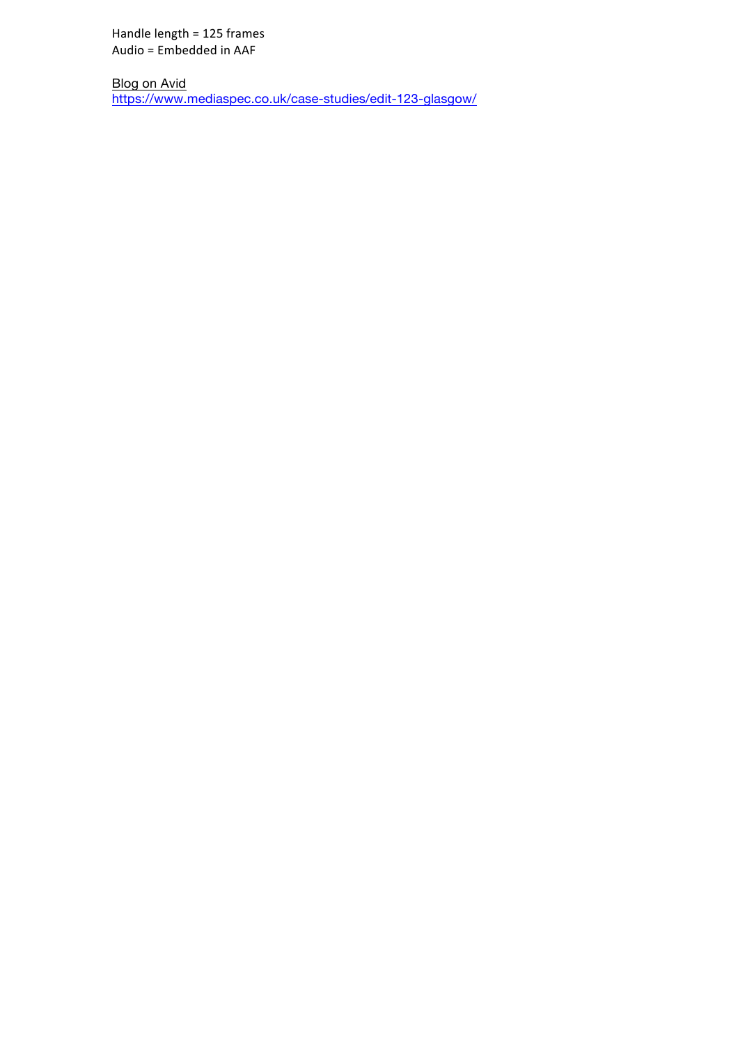Handle length = 125 frames
Audio = Embedded in AAF

Blog on Avid
https://www.mediaspec.co.uk/case-studies/edit-123-glasgow/